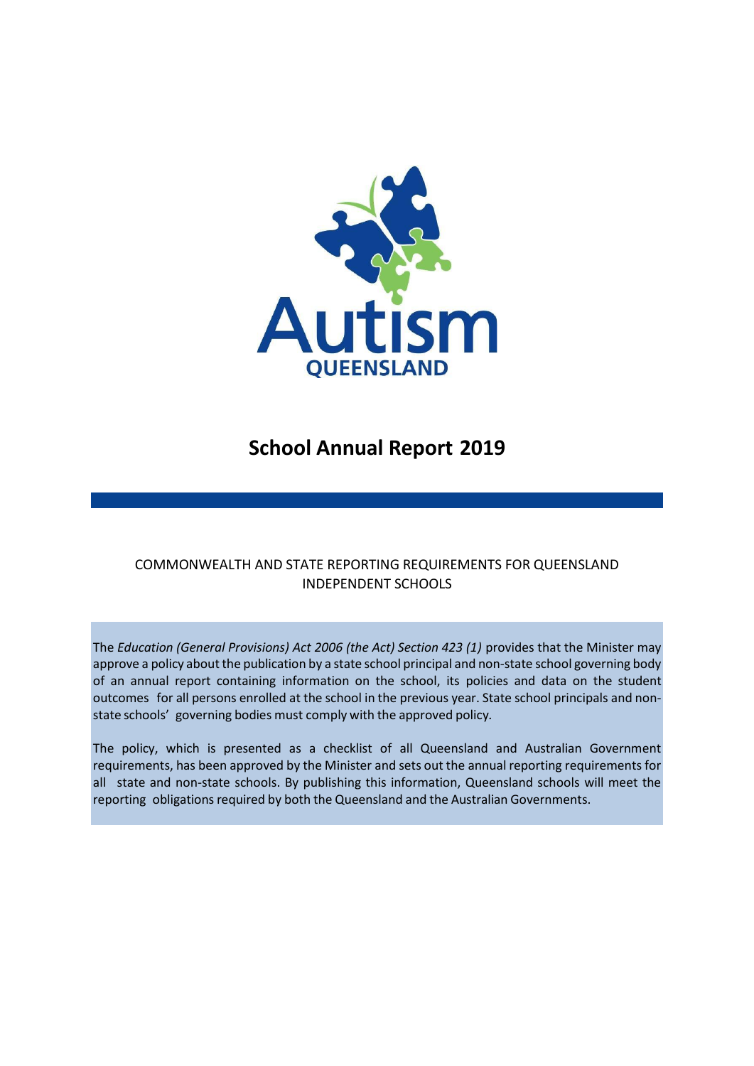Autism

QUEENSLAND

# School Annual Report 2019

COMMONWEALTH AND STATE REPORTING REQUIREMENTS FOR QUEENSLAND INDEPENDENT SCHOOLS

The *Education (General Provisions) Act 2006 (the Act) Section 423 (1)* provides that the Minister may approve a policy about the publication by a state school principal and non-state school governing body of an annual report containing information on the school, its policies and data on the student outcomes for all persons enrolled at the school in the previous year. State school principals and non-state schools' governing bodies must comply with the approved policy.

The policy, which is presented as a checklist of all Queensland and Australian Government requirements, has been approved by the Minister and sets out the annual reporting requirements for all state and non-state schools. By publishing this information, Queensland schools will meet the reporting obligations required by both the Queensland and the Australian Governments.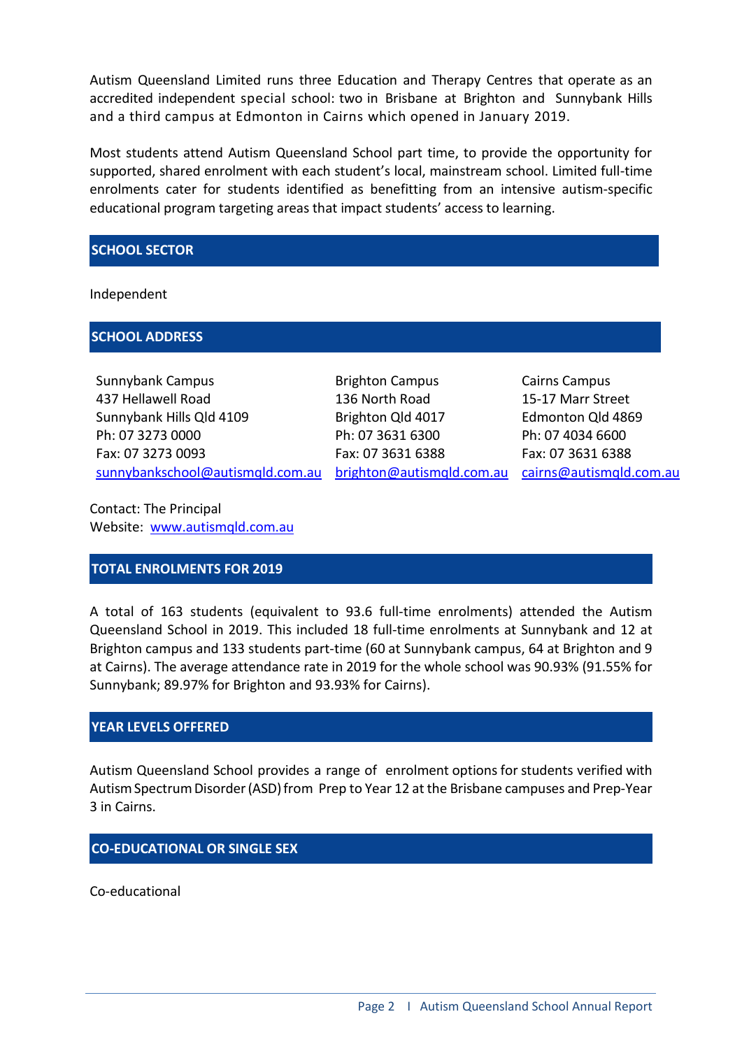Autism Queensland Limited runs three Education and Therapy Centres that operate as an accredited independent special school: two in Brisbane at Brighton and Sunnybank Hills and a third campus at Edmonton in Cairns which opened in January 2019.

Most students attend Autism Queensland School part time, to provide the opportunity for supported, shared enrolment with each student's local, mainstream school. Limited full-time enrolments cater for students identified as benefitting from an intensive autism-specific educational program targeting areas that impact students' access to learning.

## SCHOOL SECTOR

Independent

## SCHOOL ADDRESS

| Sunnybank Campus | Brighton Campus | Cairns Campus |
|---|---|---|
| 437 Hellawell Road | 136 North Road | 15-17 Marr Street |
| Sunnybank Hills Qld 4109 | Brighton Qld 4017 | Edmonton Qld 4869 |
| Ph: 07 3273 0000 | Ph: 07 3631 6300 | Ph: 07 4034 6600 |
| Fax: 07 3273 0093 | Fax: 07 3631 6388 | Fax: 07 3631 6388 |
| sunnybankschool@autismqld.com.au | brighton@autismqld.com.au | cairns@autismqld.com.au |

Contact: The Principal
Website: www.autismqld.com.au

## TOTAL ENROLMENTS FOR 2019

A total of 163 students (equivalent to 93.6 full-time enrolments) attended the Autism Queensland School in 2019. This included 18 full-time enrolments at Sunnybank and 12 at Brighton campus and 133 students part-time (60 at Sunnybank campus, 64 at Brighton and 9 at Cairns). The average attendance rate in 2019 for the whole school was 90.93% (91.55% for Sunnybank; 89.97% for Brighton and 93.93% for Cairns).

## YEAR LEVELS OFFERED

Autism Queensland School provides a range of enrolment options for students verified with Autism Spectrum Disorder (ASD) from Prep to Year 12 at the Brisbane campuses and Prep-Year 3 in Cairns.

## CO-EDUCATIONAL OR SINGLE SEX

Co-educational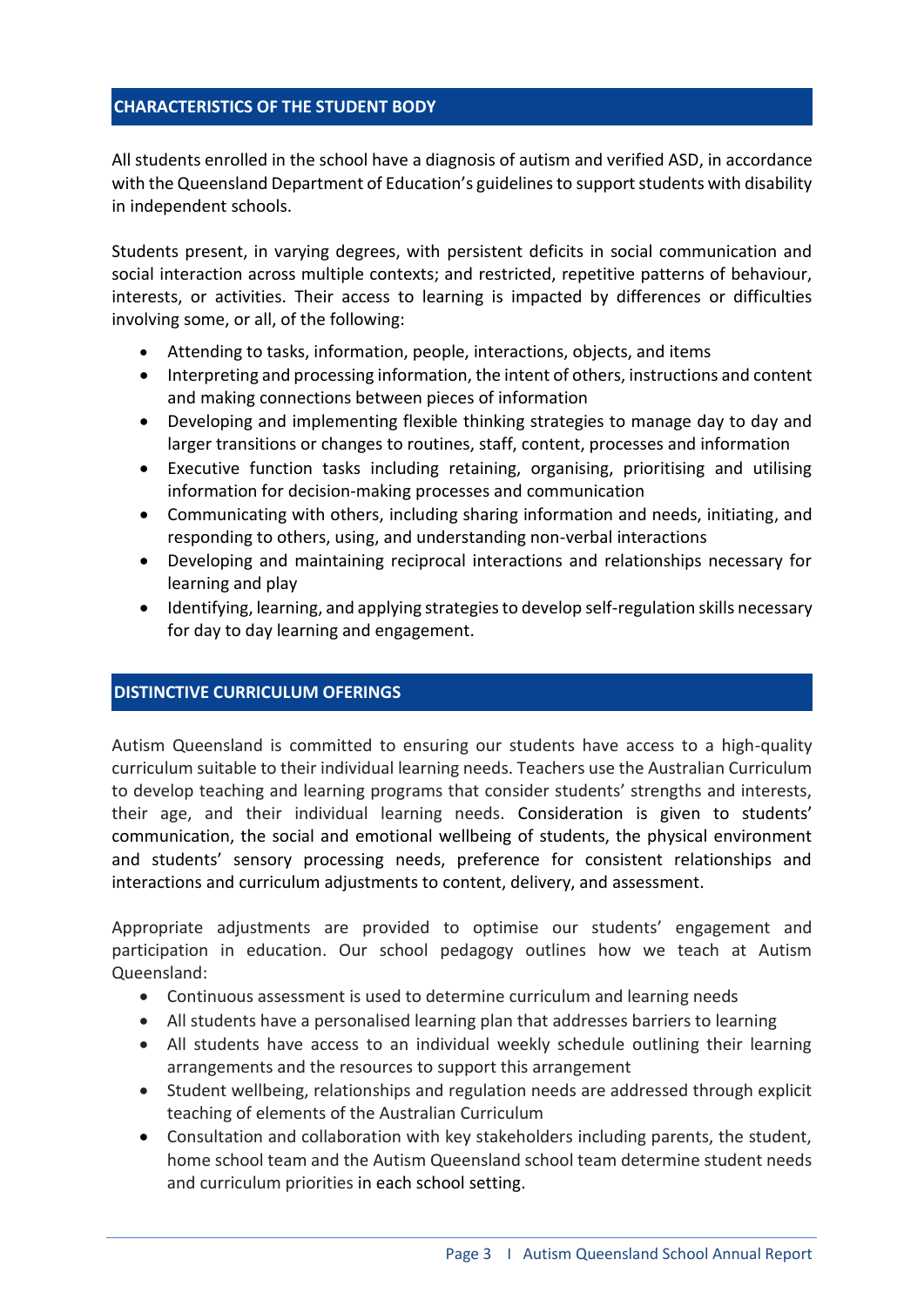## CHARACTERISTICS OF THE STUDENT BODY

All students enrolled in the school have a diagnosis of autism and verified ASD, in accordance with the Queensland Department of Education's guidelines to support students with disability in independent schools.

Students present, in varying degrees, with persistent deficits in social communication and social interaction across multiple contexts; and restricted, repetitive patterns of behaviour, interests, or activities. Their access to learning is impacted by differences or difficulties involving some, or all, of the following:

- Attending to tasks, information, people, interactions, objects, and items
- Interpreting and processing information, the intent of others, instructions and content and making connections between pieces of information
- Developing and implementing flexible thinking strategies to manage day to day and larger transitions or changes to routines, staff, content, processes and information
- Executive function tasks including retaining, organising, prioritising and utilising information for decision-making processes and communication
- Communicating with others, including sharing information and needs, initiating, and responding to others, using, and understanding non-verbal interactions
- Developing and maintaining reciprocal interactions and relationships necessary for learning and play
- Identifying, learning, and applying strategies to develop self-regulation skills necessary for day to day learning and engagement.

## DISTINCTIVE CURRICULUM OFERINGS

Autism Queensland is committed to ensuring our students have access to a high-quality curriculum suitable to their individual learning needs. Teachers use the Australian Curriculum to develop teaching and learning programs that consider students' strengths and interests, their age, and their individual learning needs. Consideration is given to students' communication, the social and emotional wellbeing of students, the physical environment and students' sensory processing needs, preference for consistent relationships and interactions and curriculum adjustments to content, delivery, and assessment.

Appropriate adjustments are provided to optimise our students' engagement and participation in education. Our school pedagogy outlines how we teach at Autism Queensland:

- Continuous assessment is used to determine curriculum and learning needs
- All students have a personalised learning plan that addresses barriers to learning
- All students have access to an individual weekly schedule outlining their learning arrangements and the resources to support this arrangement
- Student wellbeing, relationships and regulation needs are addressed through explicit teaching of elements of the Australian Curriculum
- Consultation and collaboration with key stakeholders including parents, the student, home school team and the Autism Queensland school team determine student needs and curriculum priorities in each school setting.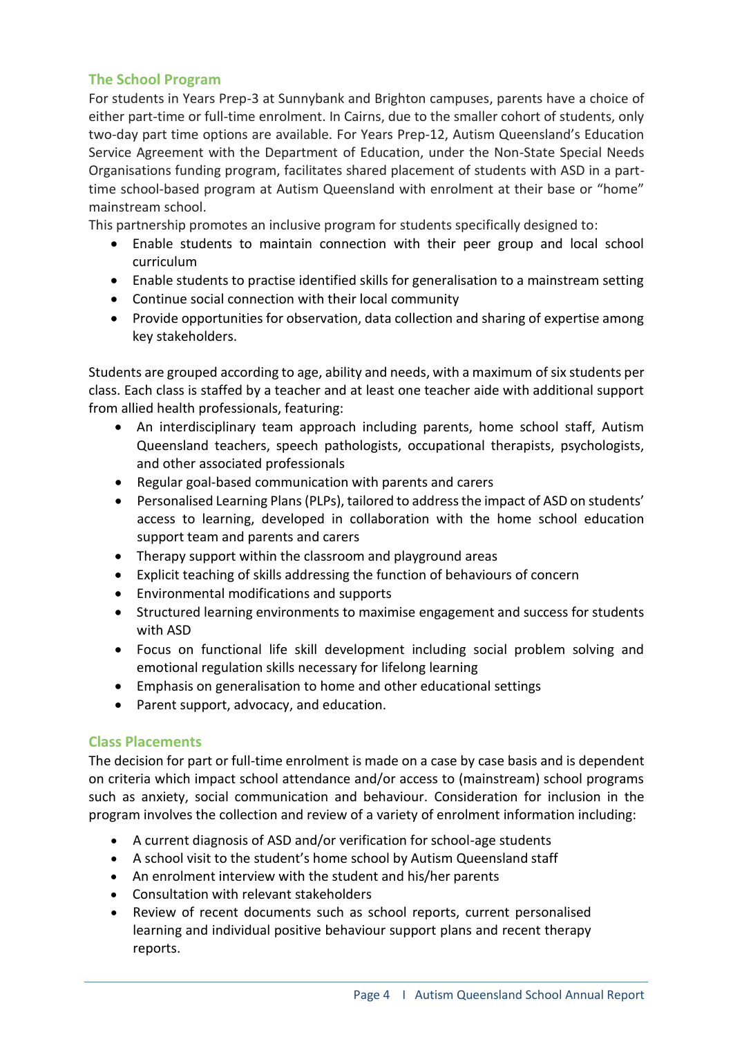## The School Program

For students in Years Prep-3 at Sunnybank and Brighton campuses, parents have a choice of either part-time or full-time enrolment. In Cairns, due to the smaller cohort of students, only two-day part time options are available. For Years Prep-12, Autism Queensland's Education Service Agreement with the Department of Education, under the Non-State Special Needs Organisations funding program, facilitates shared placement of students with ASD in a part-time school-based program at Autism Queensland with enrolment at their base or "home" mainstream school.

This partnership promotes an inclusive program for students specifically designed to:

- Enable students to maintain connection with their peer group and local school curriculum
- Enable students to practise identified skills for generalisation to a mainstream setting
- Continue social connection with their local community
- Provide opportunities for observation, data collection and sharing of expertise among key stakeholders.

Students are grouped according to age, ability and needs, with a maximum of six students per class. Each class is staffed by a teacher and at least one teacher aide with additional support from allied health professionals, featuring:

- An interdisciplinary team approach including parents, home school staff, Autism Queensland teachers, speech pathologists, occupational therapists, psychologists, and other associated professionals
- Regular goal-based communication with parents and carers
- Personalised Learning Plans (PLPs), tailored to address the impact of ASD on students' access to learning, developed in collaboration with the home school education support team and parents and carers
- Therapy support within the classroom and playground areas
- Explicit teaching of skills addressing the function of behaviours of concern
- Environmental modifications and supports
- Structured learning environments to maximise engagement and success for students with ASD
- Focus on functional life skill development including social problem solving and emotional regulation skills necessary for lifelong learning
- Emphasis on generalisation to home and other educational settings
- Parent support, advocacy, and education.

## Class Placements

The decision for part or full-time enrolment is made on a case by case basis and is dependent on criteria which impact school attendance and/or access to (mainstream) school programs such as anxiety, social communication and behaviour. Consideration for inclusion in the program involves the collection and review of a variety of enrolment information including:

- A current diagnosis of ASD and/or verification for school-age students
- A school visit to the student's home school by Autism Queensland staff
- An enrolment interview with the student and his/her parents
- Consultation with relevant stakeholders
- Review of recent documents such as school reports, current personalised learning and individual positive behaviour support plans and recent therapy reports.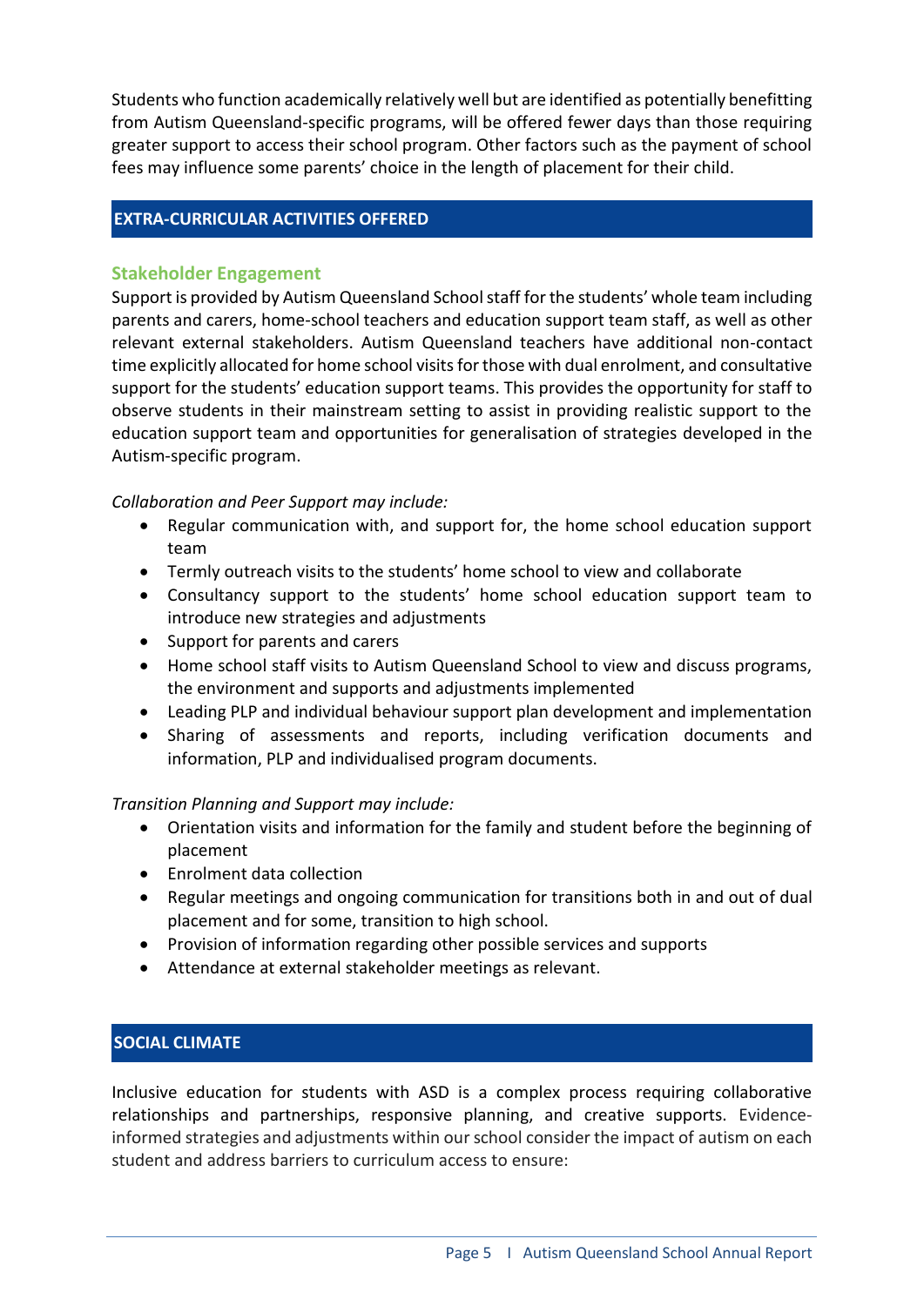Students who function academically relatively well but are identified as potentially benefitting from Autism Queensland-specific programs, will be offered fewer days than those requiring greater support to access their school program. Other factors such as the payment of school fees may influence some parents' choice in the length of placement for their child.

## EXTRA-CURRICULAR ACTIVITIES OFFERED

### Stakeholder Engagement

Support is provided by Autism Queensland School staff for the students' whole team including parents and carers, home-school teachers and education support team staff, as well as other relevant external stakeholders. Autism Queensland teachers have additional non-contact time explicitly allocated for home school visits for those with dual enrolment, and consultative support for the students' education support teams. This provides the opportunity for staff to observe students in their mainstream setting to assist in providing realistic support to the education support team and opportunities for generalisation of strategies developed in the Autism-specific program.

*Collaboration and Peer Support may include:*

- Regular communication with, and support for, the home school education support team
- Termly outreach visits to the students' home school to view and collaborate
- Consultancy support to the students' home school education support team to introduce new strategies and adjustments
- Support for parents and carers
- Home school staff visits to Autism Queensland School to view and discuss programs, the environment and supports and adjustments implemented
- Leading PLP and individual behaviour support plan development and implementation
- Sharing of assessments and reports, including verification documents and information, PLP and individualised program documents.

*Transition Planning and Support may include:*

- Orientation visits and information for the family and student before the beginning of placement
- Enrolment data collection
- Regular meetings and ongoing communication for transitions both in and out of dual placement and for some, transition to high school.
- Provision of information regarding other possible services and supports
- Attendance at external stakeholder meetings as relevant.

## SOCIAL CLIMATE

Inclusive education for students with ASD is a complex process requiring collaborative relationships and partnerships, responsive planning, and creative supports. Evidence-informed strategies and adjustments within our school consider the impact of autism on each student and address barriers to curriculum access to ensure: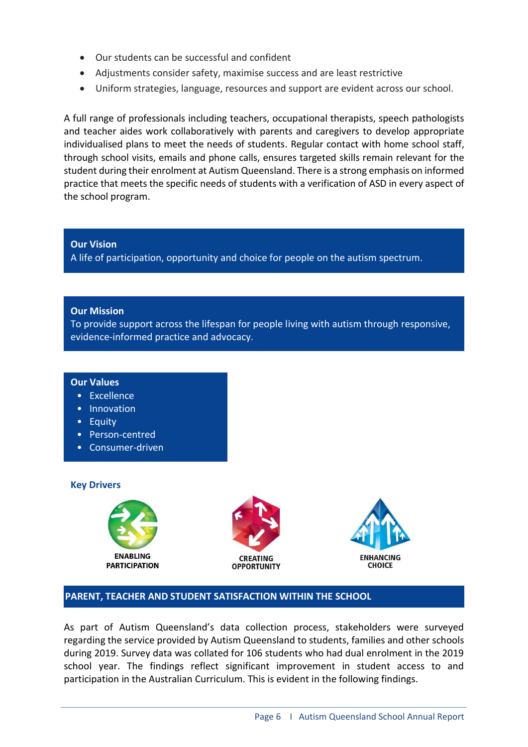- Our students can be successful and confident
- Adjustments consider safety, maximise success and are least restrictive
- Uniform strategies, language, resources and support are evident across our school.

A full range of professionals including teachers, occupational therapists, speech pathologists and teacher aides work collaboratively with parents and caregivers to develop appropriate individualised plans to meet the needs of students. Regular contact with home school staff, through school visits, emails and phone calls, ensures targeted skills remain relevant for the student during their enrolment at Autism Queensland. There is a strong emphasis on informed practice that meets the specific needs of students with a verification of ASD in every aspect of the school program.

**Our Vision**
A life of participation, opportunity and choice for people on the autism spectrum.

**Our Mission**
To provide support across the lifespan for people living with autism through responsive, evidence-informed practice and advocacy.

**Our Values**

- Excellence
- Innovation
- Equity
- Person-centred
- Consumer-driven

**Key Drivers**

ENABLING PARTICIPATION

CREATING OPPORTUNITY

ENHANCING CHOICE

## PARENT, TEACHER AND STUDENT SATISFACTION WITHIN THE SCHOOL

As part of Autism Queensland's data collection process, stakeholders were surveyed regarding the service provided by Autism Queensland to students, families and other schools during 2019. Survey data was collated for 106 students who had dual enrolment in the 2019 school year. The findings reflect significant improvement in student access to and participation in the Australian Curriculum. This is evident in the following findings.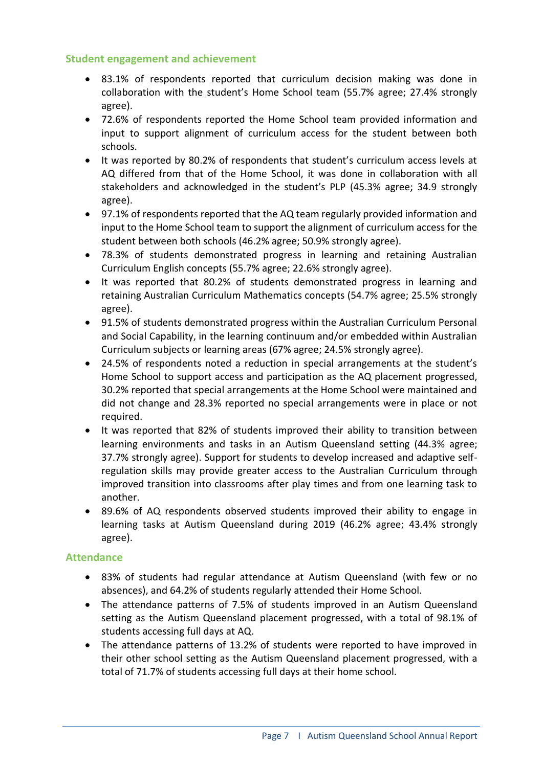## Student engagement and achievement

- 83.1% of respondents reported that curriculum decision making was done in collaboration with the student's Home School team (55.7% agree; 27.4% strongly agree).
- 72.6% of respondents reported the Home School team provided information and input to support alignment of curriculum access for the student between both schools.
- It was reported by 80.2% of respondents that student's curriculum access levels at AQ differed from that of the Home School, it was done in collaboration with all stakeholders and acknowledged in the student's PLP (45.3% agree; 34.9 strongly agree).
- 97.1% of respondents reported that the AQ team regularly provided information and input to the Home School team to support the alignment of curriculum access for the student between both schools (46.2% agree; 50.9% strongly agree).
- 78.3% of students demonstrated progress in learning and retaining Australian Curriculum English concepts (55.7% agree; 22.6% strongly agree).
- It was reported that 80.2% of students demonstrated progress in learning and retaining Australian Curriculum Mathematics concepts (54.7% agree; 25.5% strongly agree).
- 91.5% of students demonstrated progress within the Australian Curriculum Personal and Social Capability, in the learning continuum and/or embedded within Australian Curriculum subjects or learning areas (67% agree; 24.5% strongly agree).
- 24.5% of respondents noted a reduction in special arrangements at the student's Home School to support access and participation as the AQ placement progressed, 30.2% reported that special arrangements at the Home School were maintained and did not change and 28.3% reported no special arrangements were in place or not required.
- It was reported that 82% of students improved their ability to transition between learning environments and tasks in an Autism Queensland setting (44.3% agree; 37.7% strongly agree). Support for students to develop increased and adaptive self-regulation skills may provide greater access to the Australian Curriculum through improved transition into classrooms after play times and from one learning task to another.
- 89.6% of AQ respondents observed students improved their ability to engage in learning tasks at Autism Queensland during 2019 (46.2% agree; 43.4% strongly agree).

## Attendance

- 83% of students had regular attendance at Autism Queensland (with few or no absences), and 64.2% of students regularly attended their Home School.
- The attendance patterns of 7.5% of students improved in an Autism Queensland setting as the Autism Queensland placement progressed, with a total of 98.1% of students accessing full days at AQ.
- The attendance patterns of 13.2% of students were reported to have improved in their other school setting as the Autism Queensland placement progressed, with a total of 71.7% of students accessing full days at their home school.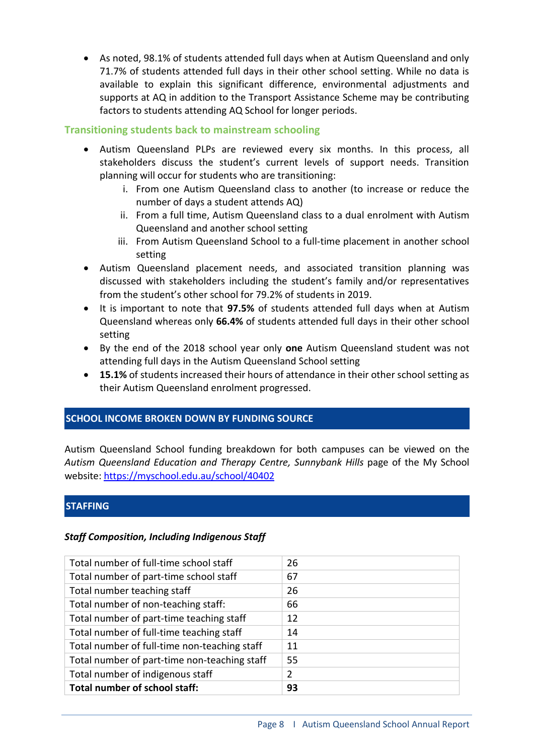- As noted, 98.1% of students attended full days when at Autism Queensland and only 71.7% of students attended full days in their other school setting. While no data is available to explain this significant difference, environmental adjustments and supports at AQ in addition to the Transport Assistance Scheme may be contributing factors to students attending AQ School for longer periods.

### Transitioning students back to mainstream schooling

- Autism Queensland PLPs are reviewed every six months. In this process, all stakeholders discuss the student's current levels of support needs. Transition planning will occur for students who are transitioning:
    i. From one Autism Queensland class to another (to increase or reduce the number of days a student attends AQ)
    ii. From a full time, Autism Queensland class to a dual enrolment with Autism Queensland and another school setting
    iii. From Autism Queensland School to a full-time placement in another school setting
- Autism Queensland placement needs, and associated transition planning was discussed with stakeholders including the student's family and/or representatives from the student's other school for 79.2% of students in 2019.
- It is important to note that **97.5%** of students attended full days when at Autism Queensland whereas only **66.4%** of students attended full days in their other school setting
- By the end of the 2018 school year only **one** Autism Queensland student was not attending full days in the Autism Queensland School setting
- **15.1%** of students increased their hours of attendance in their other school setting as their Autism Queensland enrolment progressed.

## SCHOOL INCOME BROKEN DOWN BY FUNDING SOURCE

Autism Queensland School funding breakdown for both campuses can be viewed on the *Autism Queensland Education and Therapy Centre, Sunnybank Hills* page of the My School website: https://myschool.edu.au/school/40402

## STAFFING

***Staff Composition, Including Indigenous Staff***

| | |
|---|---|
| Total number of full-time school staff | 26 |
| Total number of part-time school staff | 67 |
| Total number teaching staff | 26 |
| Total number of non-teaching staff: | 66 |
| Total number of part-time teaching staff | 12 |
| Total number of full-time teaching staff | 14 |
| Total number of full-time non-teaching staff | 11 |
| Total number of part-time non-teaching staff | 55 |
| Total number of indigenous staff | 2 |
| **Total number of school staff:** | **93** |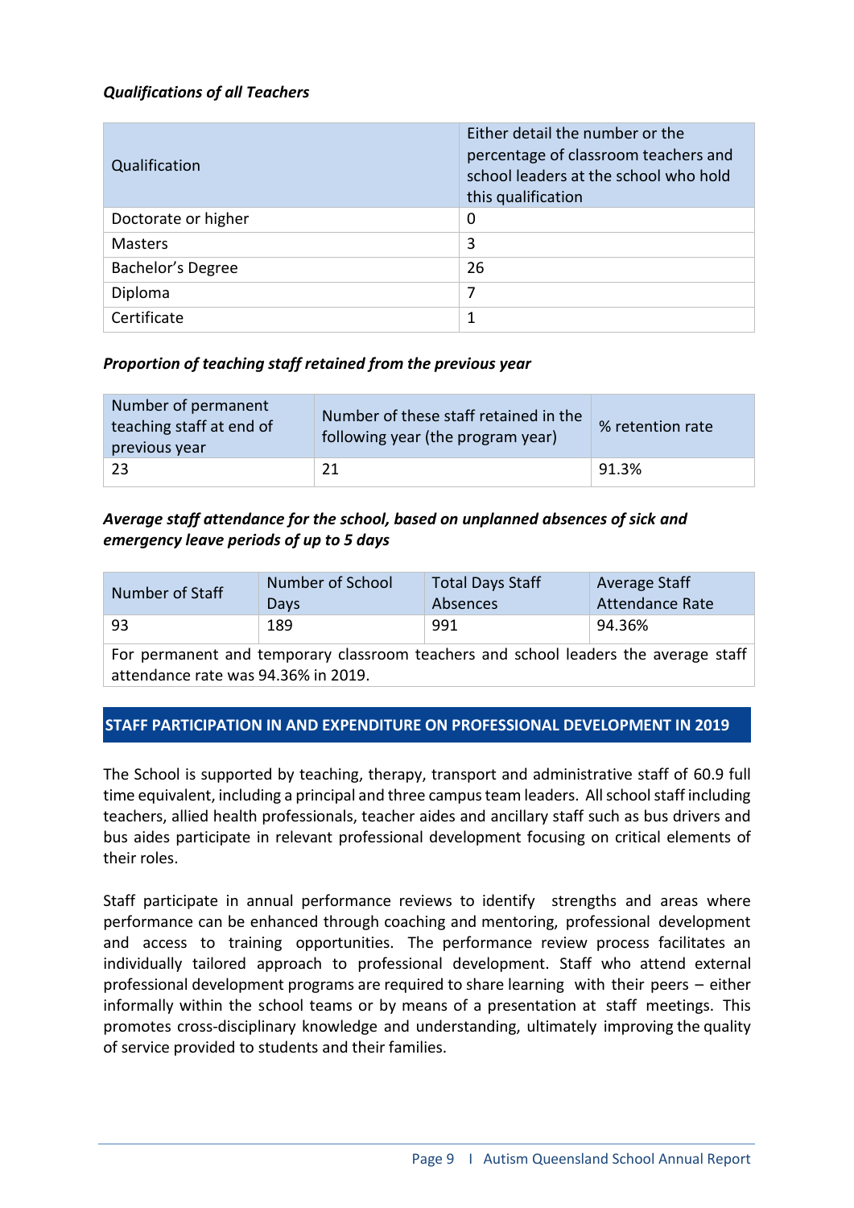***Qualifications of all Teachers***

| Qualification | Either detail the number or the percentage of classroom teachers and school leaders at the school who hold this qualification |
|---|---|
| Doctorate or higher | 0 |
| Masters | 3 |
| Bachelor's Degree | 26 |
| Diploma | 7 |
| Certificate | 1 |

***Proportion of teaching staff retained from the previous year***

| Number of permanent teaching staff at end of previous year | Number of these staff retained in the following year (the program year) | % retention rate |
|---|---|---|
| 23 | 21 | 91.3% |

***Average staff attendance for the school, based on unplanned absences of sick and emergency leave periods of up to 5 days***

| Number of Staff | Number of School Days | Total Days Staff Absences | Average Staff Attendance Rate |
|---|---|---|---|
| 93 | 189 | 991 | 94.36% |
| For permanent and temporary classroom teachers and school leaders the average staff attendance rate was 94.36% in 2019. | | | |

## STAFF PARTICIPATION IN AND EXPENDITURE ON PROFESSIONAL DEVELOPMENT IN 2019

The School is supported by teaching, therapy, transport and administrative staff of 60.9 full time equivalent, including a principal and three campus team leaders. All school staff including teachers, allied health professionals, teacher aides and ancillary staff such as bus drivers and bus aides participate in relevant professional development focusing on critical elements of their roles.

Staff participate in annual performance reviews to identify strengths and areas where performance can be enhanced through coaching and mentoring, professional development and access to training opportunities. The performance review process facilitates an individually tailored approach to professional development. Staff who attend external professional development programs are required to share learning with their peers – either informally within the school teams or by means of a presentation at staff meetings. This promotes cross-disciplinary knowledge and understanding, ultimately improving the quality of service provided to students and their families.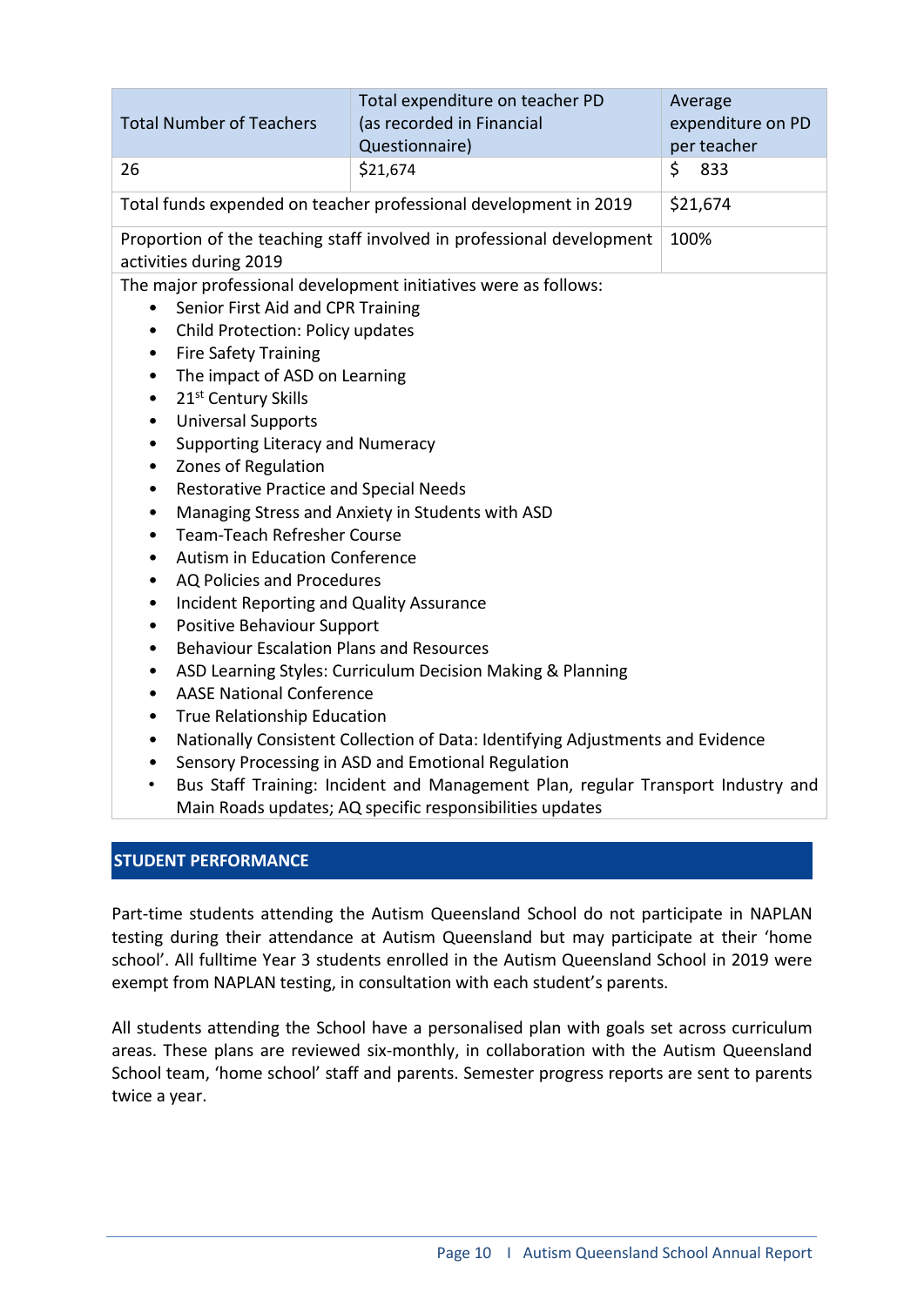| Total Number of Teachers | Total expenditure on teacher PD (as recorded in Financial Questionnaire) | Average expenditure on PD per teacher |
|---|---|---|
| 26 | $21,674 | $ 833 |
| Total funds expended on teacher professional development in 2019 | | $21,674 |
| Proportion of the teaching staff involved in professional development activities during 2019 | | 100% |

The major professional development initiatives were as follows:

- Senior First Aid and CPR Training
- Child Protection: Policy updates
- Fire Safety Training
- The impact of ASD on Learning
- 21st Century Skills
- Universal Supports
- Supporting Literacy and Numeracy
- Zones of Regulation
- Restorative Practice and Special Needs
- Managing Stress and Anxiety in Students with ASD
- Team-Teach Refresher Course
- Autism in Education Conference
- AQ Policies and Procedures
- Incident Reporting and Quality Assurance
- Positive Behaviour Support
- Behaviour Escalation Plans and Resources
- ASD Learning Styles: Curriculum Decision Making & Planning
- AASE National Conference
- True Relationship Education
- Nationally Consistent Collection of Data: Identifying Adjustments and Evidence
- Sensory Processing in ASD and Emotional Regulation
- Bus Staff Training: Incident and Management Plan, regular Transport Industry and Main Roads updates; AQ specific responsibilities updates

## STUDENT PERFORMANCE

Part-time students attending the Autism Queensland School do not participate in NAPLAN testing during their attendance at Autism Queensland but may participate at their 'home school'. All fulltime Year 3 students enrolled in the Autism Queensland School in 2019 were exempt from NAPLAN testing, in consultation with each student's parents.

All students attending the School have a personalised plan with goals set across curriculum areas. These plans are reviewed six-monthly, in collaboration with the Autism Queensland School team, 'home school' staff and parents. Semester progress reports are sent to parents twice a year.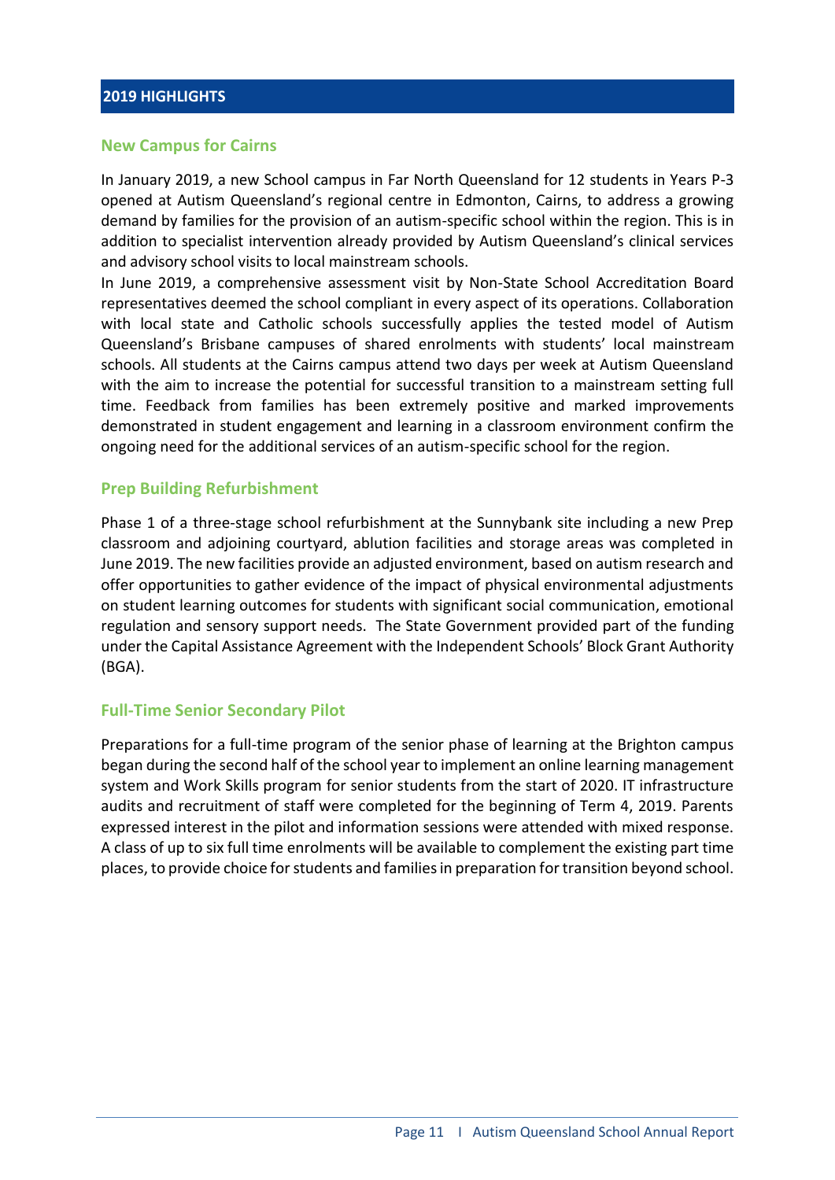## 2019 HIGHLIGHTS

### New Campus for Cairns

In January 2019, a new School campus in Far North Queensland for 12 students in Years P-3 opened at Autism Queensland's regional centre in Edmonton, Cairns, to address a growing demand by families for the provision of an autism-specific school within the region. This is in addition to specialist intervention already provided by Autism Queensland's clinical services and advisory school visits to local mainstream schools.

In June 2019, a comprehensive assessment visit by Non-State School Accreditation Board representatives deemed the school compliant in every aspect of its operations. Collaboration with local state and Catholic schools successfully applies the tested model of Autism Queensland's Brisbane campuses of shared enrolments with students' local mainstream schools. All students at the Cairns campus attend two days per week at Autism Queensland with the aim to increase the potential for successful transition to a mainstream setting full time. Feedback from families has been extremely positive and marked improvements demonstrated in student engagement and learning in a classroom environment confirm the ongoing need for the additional services of an autism-specific school for the region.

### Prep Building Refurbishment

Phase 1 of a three-stage school refurbishment at the Sunnybank site including a new Prep classroom and adjoining courtyard, ablution facilities and storage areas was completed in June 2019. The new facilities provide an adjusted environment, based on autism research and offer opportunities to gather evidence of the impact of physical environmental adjustments on student learning outcomes for students with significant social communication, emotional regulation and sensory support needs. The State Government provided part of the funding under the Capital Assistance Agreement with the Independent Schools' Block Grant Authority (BGA).

### Full-Time Senior Secondary Pilot

Preparations for a full-time program of the senior phase of learning at the Brighton campus began during the second half of the school year to implement an online learning management system and Work Skills program for senior students from the start of 2020. IT infrastructure audits and recruitment of staff were completed for the beginning of Term 4, 2019. Parents expressed interest in the pilot and information sessions were attended with mixed response. A class of up to six full time enrolments will be available to complement the existing part time places, to provide choice for students and families in preparation for transition beyond school.